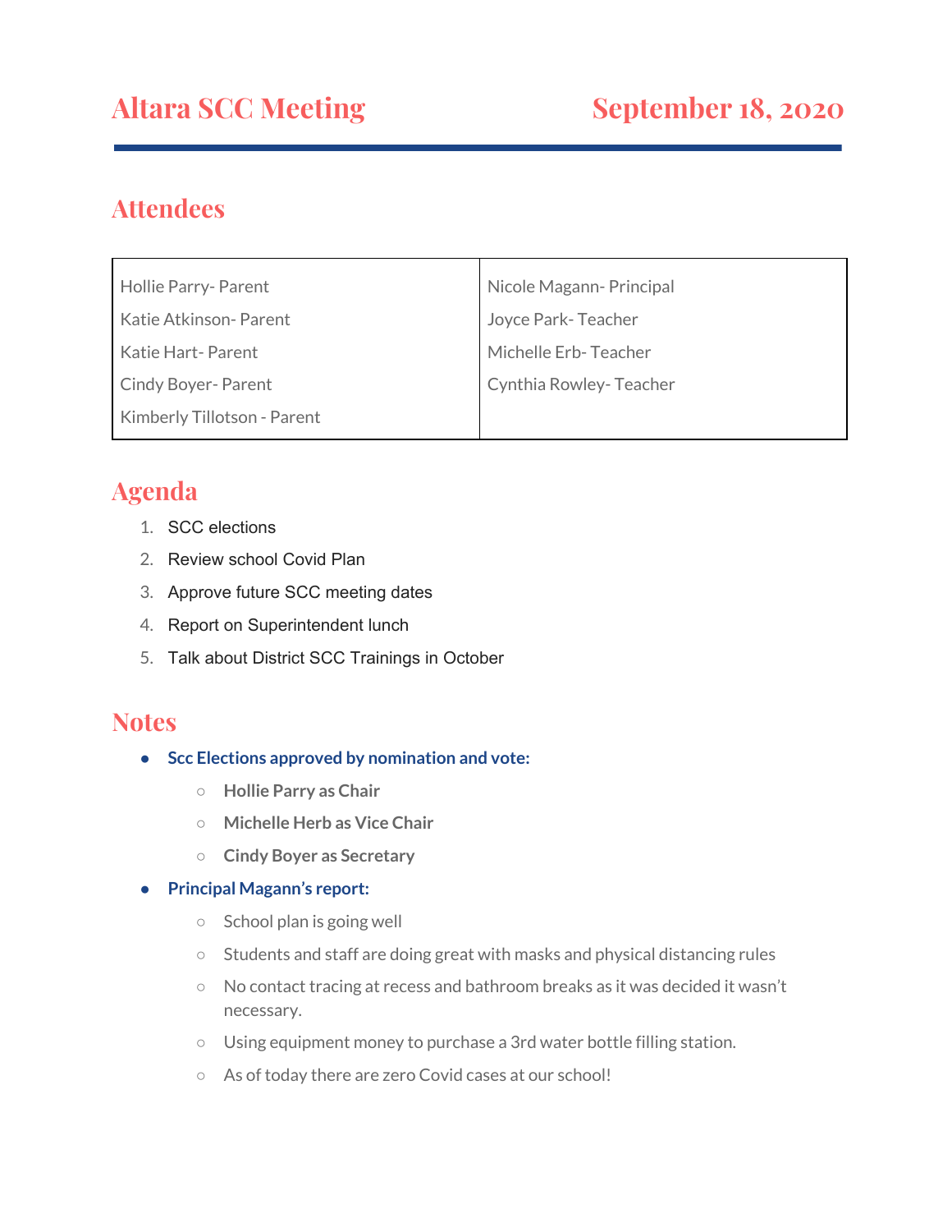# Altara SCC Meeting — September 18, 2020

## Attendees

| | |
|---|---|
| Hollie Parry- Parent | Nicole Magann- Principal |
| Katie Atkinson- Parent | Joyce Park- Teacher |
| Katie Hart- Parent | Michelle Erb- Teacher |
| Cindy Boyer- Parent | Cynthia Rowley- Teacher |
| Kimberly Tillotson - Parent | |

## Agenda

1. SCC elections
2. Review school Covid Plan
3. Approve future SCC meeting dates
4. Report on Superintendent lunch
5. Talk about District SCC Trainings in October

## Notes

- **Scc Elections approved by nomination and vote:**
  - **Hollie Parry as Chair**
  - **Michelle Herb as Vice Chair**
  - **Cindy Boyer as Secretary**
- **Principal Magann's report:**
  - School plan is going well
  - Students and staff are doing great with masks and physical distancing rules
  - No contact tracing at recess and bathroom breaks as it was decided it wasn't necessary.
  - Using equipment money to purchase a 3rd water bottle filling station.
  - As of today there are zero Covid cases at our school!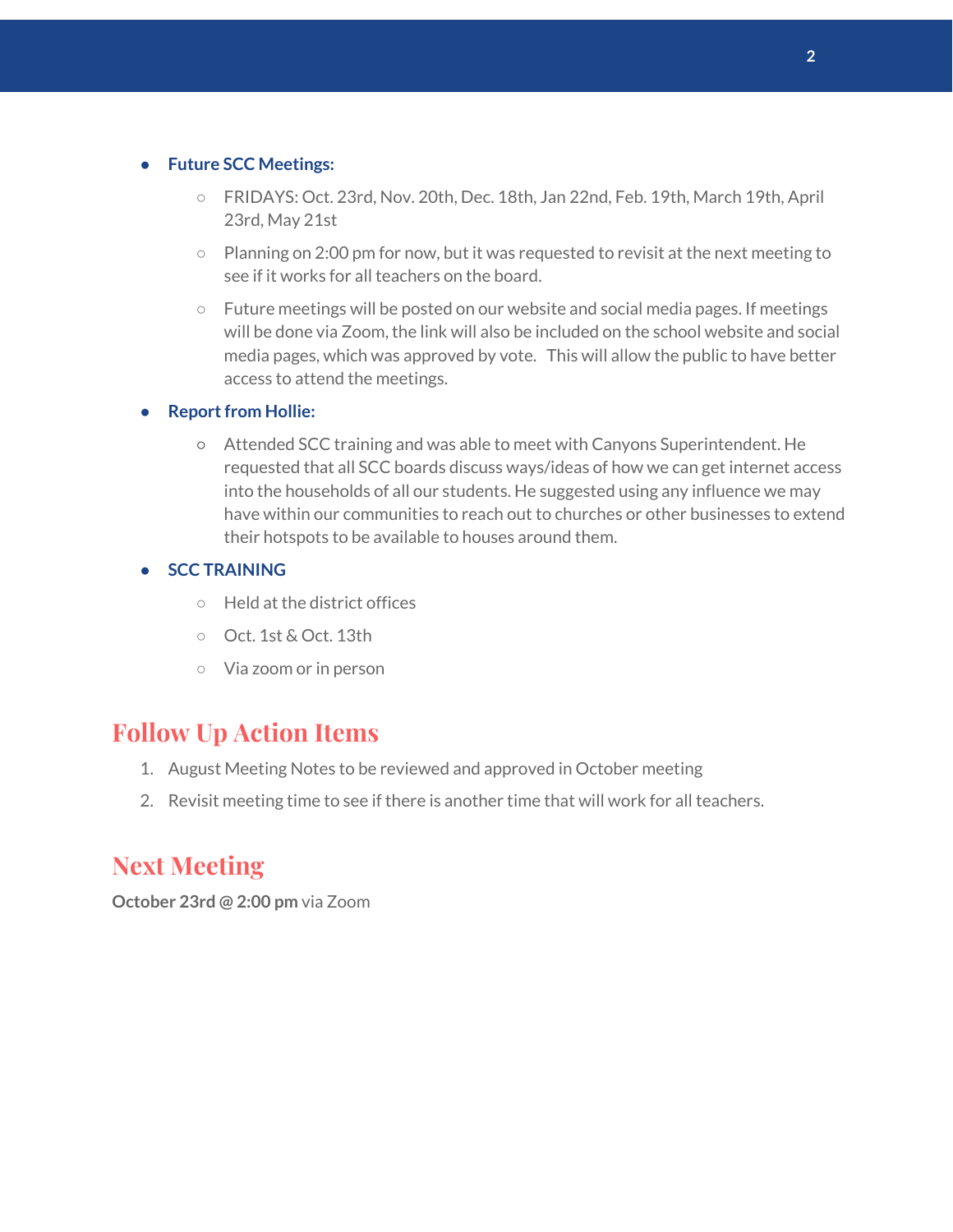- **Future SCC Meetings:**
  - FRIDAYS: Oct. 23rd, Nov. 20th, Dec. 18th, Jan 22nd, Feb. 19th, March 19th, April 23rd, May 21st
  - Planning on 2:00 pm for now, but it was requested to revisit at the next meeting to see if it works for all teachers on the board.
  - Future meetings will be posted on our website and social media pages. If meetings will be done via Zoom, the link will also be included on the school website and social media pages, which was approved by vote. This will allow the public to have better access to attend the meetings.
- **Report from Hollie:**
  - Attended SCC training and was able to meet with Canyons Superintendent. He requested that all SCC boards discuss ways/ideas of how we can get internet access into the households of all our students. He suggested using any influence we may have within our communities to reach out to churches or other businesses to extend their hotspots to be available to houses around them.
- **SCC TRAINING**
  - Held at the district offices
  - Oct. 1st & Oct. 13th
  - Via zoom or in person

## Follow Up Action Items

1. August Meeting Notes to be reviewed and approved in October meeting
2. Revisit meeting time to see if there is another time that will work for all teachers.

## Next Meeting

**October 23rd @ 2:00 pm** via Zoom